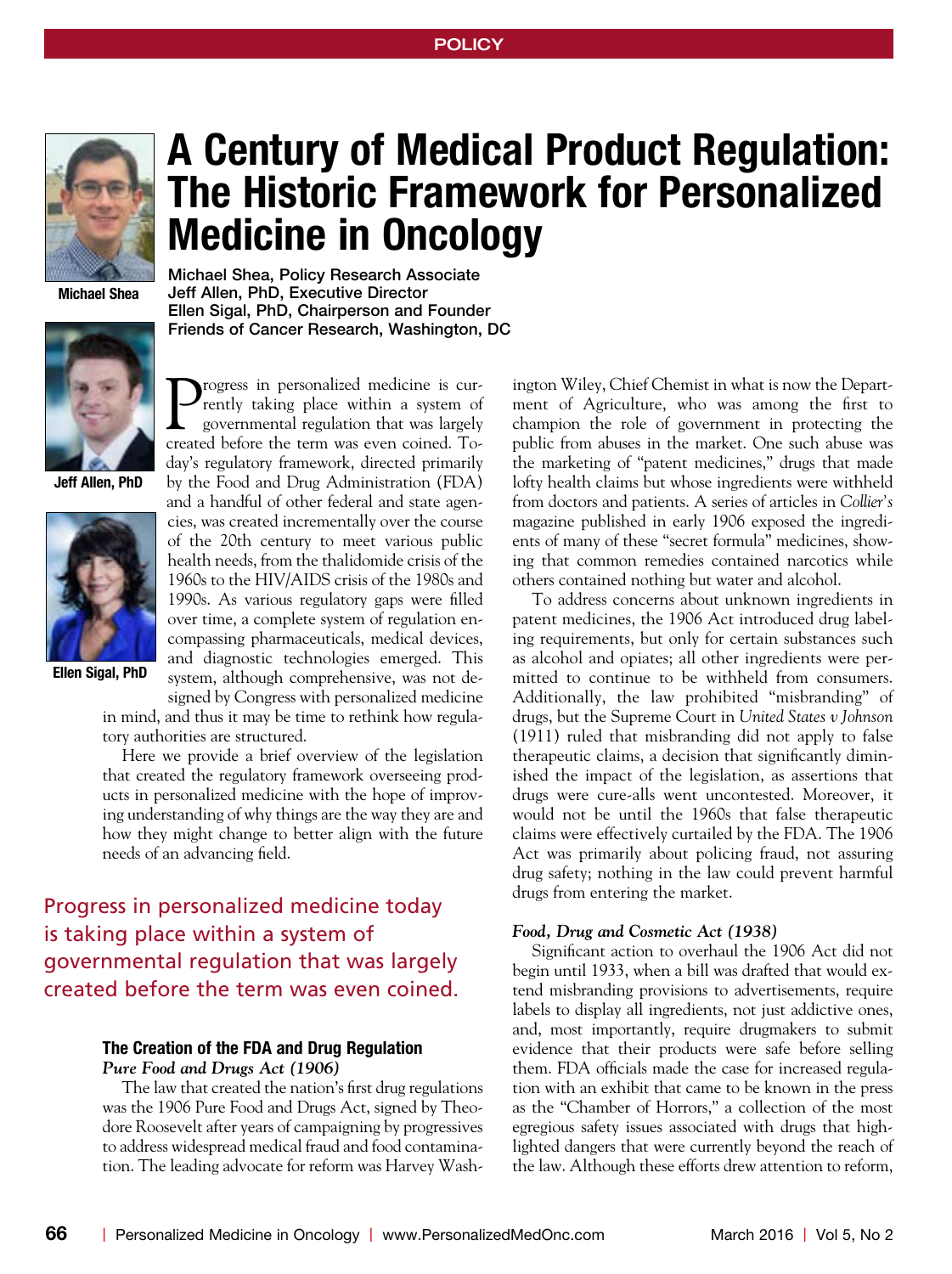# A Century of Medical Product Regulation: The Historic Framework for Personalized Medicine in Oncology

**Michael Shea, Policy Research Associate**
**Jeff Allen, PhD, Executive Director**
**Ellen Sigal, PhD, Chairperson and Founder**
**Friends of Cancer Research, Washington, DC**

Michael Shea

Jeff Allen, PhD

Ellen Sigal, PhD

Progress in personalized medicine is currently taking place within a system of governmental regulation that was largely created before the term was even coined. Today's regulatory framework, directed primarily by the Food and Drug Administration (FDA) and a handful of other federal and state agencies, was created incrementally over the course of the 20th century to meet various public health needs, from the thalidomide crisis of the 1960s to the HIV/AIDS crisis of the 1980s and 1990s. As various regulatory gaps were filled over time, a complete system of regulation encompassing pharmaceuticals, medical devices, and diagnostic technologies emerged. This system, although comprehensive, was not designed by Congress with personalized medicine in mind, and thus it may be time to rethink how regulatory authorities are structured.

Here we provide a brief overview of the legislation that created the regulatory framework overseeing products in personalized medicine with the hope of improving understanding of why things are the way they are and how they might change to better align with the future needs of an advancing field.

> Progress in personalized medicine today is taking place within a system of governmental regulation that was largely created before the term was even coined.

## The Creation of the FDA and Drug Regulation

### *Pure Food and Drugs Act (1906)*

The law that created the nation's first drug regulations was the 1906 Pure Food and Drugs Act, signed by Theodore Roosevelt after years of campaigning by progressives to address widespread medical fraud and food contamination. The leading advocate for reform was Harvey Washington Wiley, Chief Chemist in what is now the Department of Agriculture, who was among the first to champion the role of government in protecting the public from abuses in the market. One such abuse was the marketing of "patent medicines," drugs that made lofty health claims but whose ingredients were withheld from doctors and patients. A series of articles in *Collier's* magazine published in early 1906 exposed the ingredients of many of these "secret formula" medicines, showing that common remedies contained narcotics while others contained nothing but water and alcohol.

To address concerns about unknown ingredients in patent medicines, the 1906 Act introduced drug labeling requirements, but only for certain substances such as alcohol and opiates; all other ingredients were permitted to continue to be withheld from consumers. Additionally, the law prohibited "misbranding" of drugs, but the Supreme Court in *United States v Johnson* (1911) ruled that misbranding did not apply to false therapeutic claims, a decision that significantly diminished the impact of the legislation, as assertions that drugs were cure-alls went uncontested. Moreover, it would not be until the 1960s that false therapeutic claims were effectively curtailed by the FDA. The 1906 Act was primarily about policing fraud, not assuring drug safety; nothing in the law could prevent harmful drugs from entering the market.

### *Food, Drug and Cosmetic Act (1938)*

Significant action to overhaul the 1906 Act did not begin until 1933, when a bill was drafted that would extend misbranding provisions to advertisements, require labels to display all ingredients, not just addictive ones, and, most importantly, require drugmakers to submit evidence that their products were safe before selling them. FDA officials made the case for increased regulation with an exhibit that came to be known in the press as the "Chamber of Horrors," a collection of the most egregious safety issues associated with drugs that highlighted dangers that were currently beyond the reach of the law. Although these efforts drew attention to reform,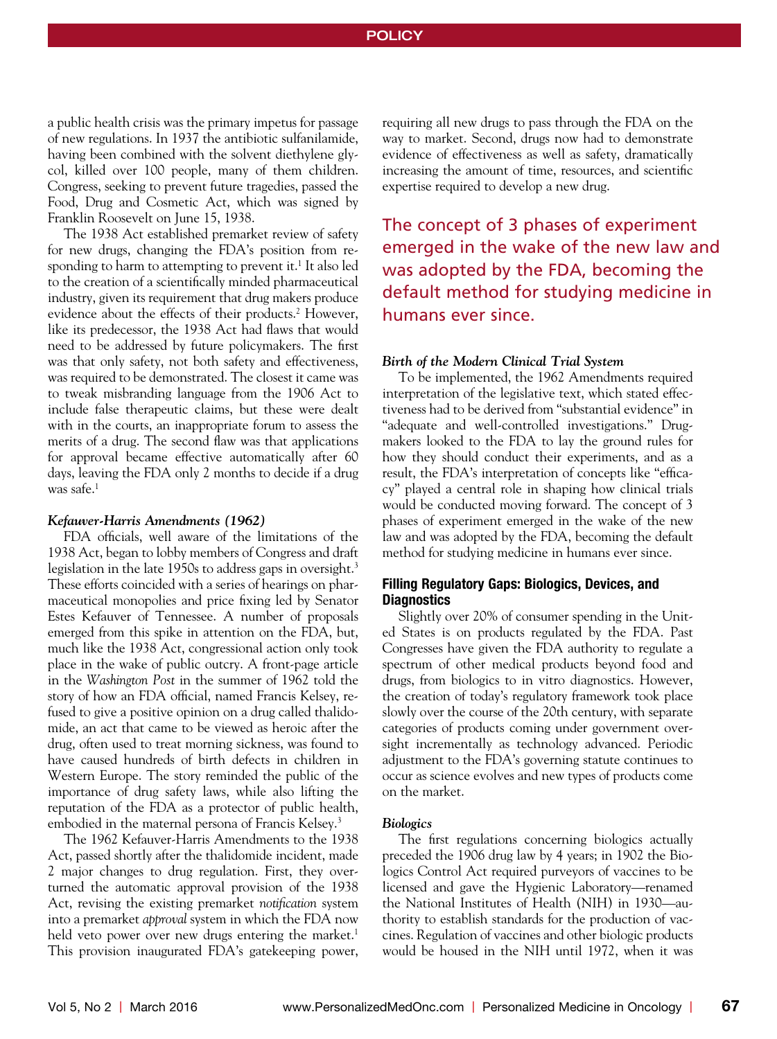a public health crisis was the primary impetus for passage of new regulations. In 1937 the antibiotic sulfanilamide, having been combined with the solvent diethylene glycol, killed over 100 people, many of them children. Congress, seeking to prevent future tragedies, passed the Food, Drug and Cosmetic Act, which was signed by Franklin Roosevelt on June 15, 1938.

The 1938 Act established premarket review of safety for new drugs, changing the FDA's position from responding to harm to attempting to prevent it.[1] It also led to the creation of a scientifically minded pharmaceutical industry, given its requirement that drug makers produce evidence about the effects of their products.[2] However, like its predecessor, the 1938 Act had flaws that would need to be addressed by future policymakers. The first was that only safety, not both safety and effectiveness, was required to be demonstrated. The closest it came was to tweak misbranding language from the 1906 Act to include false therapeutic claims, but these were dealt with in the courts, an inappropriate forum to assess the merits of a drug. The second flaw was that applications for approval became effective automatically after 60 days, leaving the FDA only 2 months to decide if a drug was safe.[1]

### *Kefauver-Harris Amendments (1962)*

FDA officials, well aware of the limitations of the 1938 Act, began to lobby members of Congress and draft legislation in the late 1950s to address gaps in oversight.[3] These efforts coincided with a series of hearings on pharmaceutical monopolies and price fixing led by Senator Estes Kefauver of Tennessee. A number of proposals emerged from this spike in attention on the FDA, but, much like the 1938 Act, congressional action only took place in the wake of public outcry. A front-page article in the *Washington Post* in the summer of 1962 told the story of how an FDA official, named Francis Kelsey, refused to give a positive opinion on a drug called thalidomide, an act that came to be viewed as heroic after the drug, often used to treat morning sickness, was found to have caused hundreds of birth defects in children in Western Europe. The story reminded the public of the importance of drug safety laws, while also lifting the reputation of the FDA as a protector of public health, embodied in the maternal persona of Francis Kelsey.[3]

The 1962 Kefauver-Harris Amendments to the 1938 Act, passed shortly after the thalidomide incident, made 2 major changes to drug regulation. First, they overturned the automatic approval provision of the 1938 Act, revising the existing premarket *notification* system into a premarket *approval* system in which the FDA now held veto power over new drugs entering the market.[1] This provision inaugurated FDA's gatekeeping power, requiring all new drugs to pass through the FDA on the way to market. Second, drugs now had to demonstrate evidence of effectiveness as well as safety, dramatically increasing the amount of time, resources, and scientific expertise required to develop a new drug.

> The concept of 3 phases of experiment emerged in the wake of the new law and was adopted by the FDA, becoming the default method for studying medicine in humans ever since.

### *Birth of the Modern Clinical Trial System*

To be implemented, the 1962 Amendments required interpretation of the legislative text, which stated effectiveness had to be derived from "substantial evidence" in "adequate and well-controlled investigations." Drugmakers looked to the FDA to lay the ground rules for how they should conduct their experiments, and as a result, the FDA's interpretation of concepts like "efficacy" played a central role in shaping how clinical trials would be conducted moving forward. The concept of 3 phases of experiment emerged in the wake of the new law and was adopted by the FDA, becoming the default method for studying medicine in humans ever since.

## Filling Regulatory Gaps: Biologics, Devices, and Diagnostics

Slightly over 20% of consumer spending in the United States is on products regulated by the FDA. Past Congresses have given the FDA authority to regulate a spectrum of other medical products beyond food and drugs, from biologics to in vitro diagnostics. However, the creation of today's regulatory framework took place slowly over the course of the 20th century, with separate categories of products coming under government oversight incrementally as technology advanced. Periodic adjustment to the FDA's governing statute continues to occur as science evolves and new types of products come on the market.

### *Biologics*

The first regulations concerning biologics actually preceded the 1906 drug law by 4 years; in 1902 the Biologics Control Act required purveyors of vaccines to be licensed and gave the Hygienic Laboratory—renamed the National Institutes of Health (NIH) in 1930—authority to establish standards for the production of vaccines. Regulation of vaccines and other biologic products would be housed in the NIH until 1972, when it was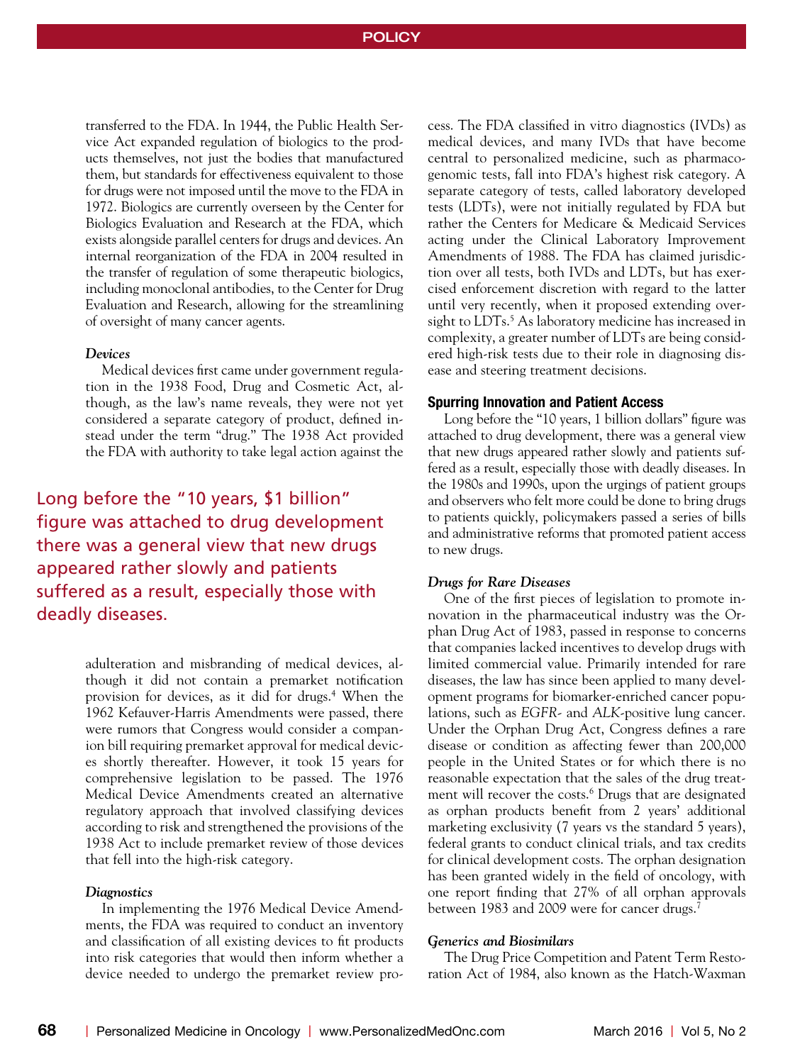transferred to the FDA. In 1944, the Public Health Service Act expanded regulation of biologics to the products themselves, not just the bodies that manufactured them, but standards for effectiveness equivalent to those for drugs were not imposed until the move to the FDA in 1972. Biologics are currently overseen by the Center for Biologics Evaluation and Research at the FDA, which exists alongside parallel centers for drugs and devices. An internal reorganization of the FDA in 2004 resulted in the transfer of regulation of some therapeutic biologics, including monoclonal antibodies, to the Center for Drug Evaluation and Research, allowing for the streamlining of oversight of many cancer agents.

### *Devices*

Medical devices first came under government regulation in the 1938 Food, Drug and Cosmetic Act, although, as the law's name reveals, they were not yet considered a separate category of product, defined instead under the term "drug." The 1938 Act provided the FDA with authority to take legal action against the adulteration and misbranding of medical devices, although it did not contain a premarket notification provision for devices, as it did for drugs.[4] When the 1962 Kefauver-Harris Amendments were passed, there were rumors that Congress would consider a companion bill requiring premarket approval for medical devices shortly thereafter. However, it took 15 years for comprehensive legislation to be passed. The 1976 Medical Device Amendments created an alternative regulatory approach that involved classifying devices according to risk and strengthened the provisions of the 1938 Act to include premarket review of those devices that fell into the high-risk category.

> Long before the "10 years, $1 billion" figure was attached to drug development there was a general view that new drugs appeared rather slowly and patients suffered as a result, especially those with deadly diseases.

### *Diagnostics*

In implementing the 1976 Medical Device Amendments, the FDA was required to conduct an inventory and classification of all existing devices to fit products into risk categories that would then inform whether a device needed to undergo the premarket review process. The FDA classified in vitro diagnostics (IVDs) as medical devices, and many IVDs that have become central to personalized medicine, such as pharmacogenomic tests, fall into FDA's highest risk category. A separate category of tests, called laboratory developed tests (LDTs), were not initially regulated by FDA but rather the Centers for Medicare & Medicaid Services acting under the Clinical Laboratory Improvement Amendments of 1988. The FDA has claimed jurisdiction over all tests, both IVDs and LDTs, but has exercised enforcement discretion with regard to the latter until very recently, when it proposed extending oversight to LDTs.[5] As laboratory medicine has increased in complexity, a greater number of LDTs are being considered high-risk tests due to their role in diagnosing disease and steering treatment decisions.

## Spurring Innovation and Patient Access

Long before the "10 years, 1 billion dollars" figure was attached to drug development, there was a general view that new drugs appeared rather slowly and patients suffered as a result, especially those with deadly diseases. In the 1980s and 1990s, upon the urgings of patient groups and observers who felt more could be done to bring drugs to patients quickly, policymakers passed a series of bills and administrative reforms that promoted patient access to new drugs.

### *Drugs for Rare Diseases*

One of the first pieces of legislation to promote innovation in the pharmaceutical industry was the Orphan Drug Act of 1983, passed in response to concerns that companies lacked incentives to develop drugs with limited commercial value. Primarily intended for rare diseases, the law has since been applied to many development programs for biomarker-enriched cancer populations, such as *EGFR*- and *ALK*-positive lung cancer. Under the Orphan Drug Act, Congress defines a rare disease or condition as affecting fewer than 200,000 people in the United States or for which there is no reasonable expectation that the sales of the drug treatment will recover the costs.[6] Drugs that are designated as orphan products benefit from 2 years' additional marketing exclusivity (7 years vs the standard 5 years), federal grants to conduct clinical trials, and tax credits for clinical development costs. The orphan designation has been granted widely in the field of oncology, with one report finding that 27% of all orphan approvals between 1983 and 2009 were for cancer drugs.[7]

### *Generics and Biosimilars*

The Drug Price Competition and Patent Term Restoration Act of 1984, also known as the Hatch-Waxman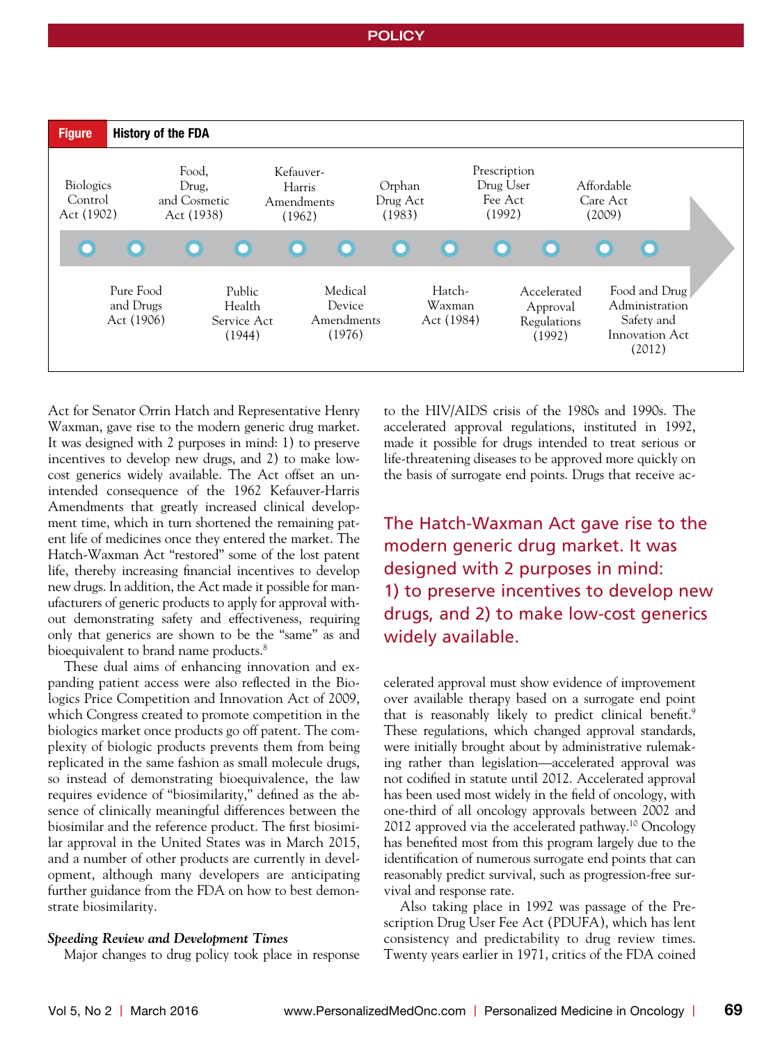**Figure** History of the FDA

Biologics Control Act (1902) · Pure Food and Drugs Act (1906) · Food, Drug, and Cosmetic Act (1938) · Public Health Service Act (1944) · Kefauver-Harris Amendments (1962) · Medical Device Amendments (1976) · Orphan Drug Act (1983) · Hatch-Waxman Act (1984) · Prescription Drug User Fee Act (1992) · Accelerated Approval Regulations (1992) · Affordable Care Act (2009) · Food and Drug Administration Safety and Innovation Act (2012)

Act for Senator Orrin Hatch and Representative Henry Waxman, gave rise to the modern generic drug market. It was designed with 2 purposes in mind: 1) to preserve incentives to develop new drugs, and 2) to make low-cost generics widely available. The Act offset an unintended consequence of the 1962 Kefauver-Harris Amendments that greatly increased clinical development time, which in turn shortened the remaining patent life of medicines once they entered the market. The Hatch-Waxman Act "restored" some of the lost patent life, thereby increasing financial incentives to develop new drugs. In addition, the Act made it possible for manufacturers of generic products to apply for approval without demonstrating safety and effectiveness, requiring only that generics are shown to be the "same" as and bioequivalent to brand name products.[8]

These dual aims of enhancing innovation and expanding patient access were also reflected in the Biologics Price Competition and Innovation Act of 2009, which Congress created to promote competition in the biologics market once products go off patent. The complexity of biologic products prevents them from being replicated in the same fashion as small molecule drugs, so instead of demonstrating bioequivalence, the law requires evidence of "biosimilarity," defined as the absence of clinically meaningful differences between the biosimilar and the reference product. The first biosimilar approval in the United States was in March 2015, and a number of other products are currently in development, although many developers are anticipating further guidance from the FDA on how to best demonstrate biosimilarity.

***Speeding Review and Development Times***

Major changes to drug policy took place in response to the HIV/AIDS crisis of the 1980s and 1990s. The accelerated approval regulations, instituted in 1992, made it possible for drugs intended to treat serious or life-threatening diseases to be approved more quickly on the basis of surrogate end points. Drugs that receive accelerated approval must show evidence of improvement over available therapy based on a surrogate end point that is reasonably likely to predict clinical benefit.[9] These regulations, which changed approval standards, were initially brought about by administrative rulemaking rather than legislation—accelerated approval was not codified in statute until 2012. Accelerated approval has been used most widely in the field of oncology, with one-third of all oncology approvals between 2002 and 2012 approved via the accelerated pathway.[10] Oncology has benefited most from this program largely due to the identification of numerous surrogate end points that can reasonably predict survival, such as progression-free survival and response rate.

> The Hatch-Waxman Act gave rise to the modern generic drug market. It was designed with 2 purposes in mind: 1) to preserve incentives to develop new drugs, and 2) to make low-cost generics widely available.

Also taking place in 1992 was passage of the Prescription Drug User Fee Act (PDUFA), which has lent consistency and predictability to drug review times. Twenty years earlier in 1971, critics of the FDA coined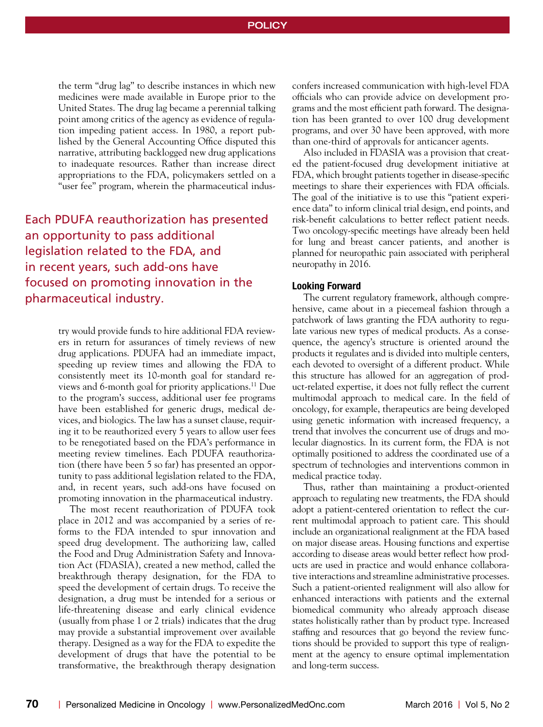the term "drug lag" to describe instances in which new medicines were made available in Europe prior to the United States. The drug lag became a perennial talking point among critics of the agency as evidence of regulation impeding patient access. In 1980, a report published by the General Accounting Office disputed this narrative, attributing backlogged new drug applications to inadequate resources. Rather than increase direct appropriations to the FDA, policymakers settled on a "user fee" program, wherein the pharmaceutical industry would provide funds to hire additional FDA reviewers in return for assurances of timely reviews of new drug applications. PDUFA had an immediate impact, speeding up review times and allowing the FDA to consistently meet its 10-month goal for standard reviews and 6-month goal for priority applications.[11] Due to the program's success, additional user fee programs have been established for generic drugs, medical devices, and biologics. The law has a sunset clause, requiring it to be reauthorized every 5 years to allow user fees to be renegotiated based on the FDA's performance in meeting review timelines. Each PDUFA reauthorization (there have been 5 so far) has presented an opportunity to pass additional legislation related to the FDA, and, in recent years, such add-ons have focused on promoting innovation in the pharmaceutical industry.

> Each PDUFA reauthorization has presented an opportunity to pass additional legislation related to the FDA, and in recent years, such add-ons have focused on promoting innovation in the pharmaceutical industry.

The most recent reauthorization of PDUFA took place in 2012 and was accompanied by a series of reforms to the FDA intended to spur innovation and speed drug development. The authorizing law, called the Food and Drug Administration Safety and Innovation Act (FDASIA), created a new method, called the breakthrough therapy designation, for the FDA to speed the development of certain drugs. To receive the designation, a drug must be intended for a serious or life-threatening disease and early clinical evidence (usually from phase 1 or 2 trials) indicates that the drug may provide a substantial improvement over available therapy. Designed as a way for the FDA to expedite the development of drugs that have the potential to be transformative, the breakthrough therapy designation confers increased communication with high-level FDA officials who can provide advice on development programs and the most efficient path forward. The designation has been granted to over 100 drug development programs, and over 30 have been approved, with more than one-third of approvals for anticancer agents.

Also included in FDASIA was a provision that created the patient-focused drug development initiative at FDA, which brought patients together in disease-specific meetings to share their experiences with FDA officials. The goal of the initiative is to use this "patient experience data" to inform clinical trial design, end points, and risk-benefit calculations to better reflect patient needs. Two oncology-specific meetings have already been held for lung and breast cancer patients, and another is planned for neuropathic pain associated with peripheral neuropathy in 2016.

### Looking Forward

The current regulatory framework, although comprehensive, came about in a piecemeal fashion through a patchwork of laws granting the FDA authority to regulate various new types of medical products. As a consequence, the agency's structure is oriented around the products it regulates and is divided into multiple centers, each devoted to oversight of a different product. While this structure has allowed for an aggregation of product-related expertise, it does not fully reflect the current multimodal approach to medical care. In the field of oncology, for example, therapeutics are being developed using genetic information with increased frequency, a trend that involves the concurrent use of drugs and molecular diagnostics. In its current form, the FDA is not optimally positioned to address the coordinated use of a spectrum of technologies and interventions common in medical practice today.

Thus, rather than maintaining a product-oriented approach to regulating new treatments, the FDA should adopt a patient-centered orientation to reflect the current multimodal approach to patient care. This should include an organizational realignment at the FDA based on major disease areas. Housing functions and expertise according to disease areas would better reflect how products are used in practice and would enhance collaborative interactions and streamline administrative processes. Such a patient-oriented realignment will also allow for enhanced interactions with patients and the external biomedical community who already approach disease states holistically rather than by product type. Increased staffing and resources that go beyond the review functions should be provided to support this type of realignment at the agency to ensure optimal implementation and long-term success.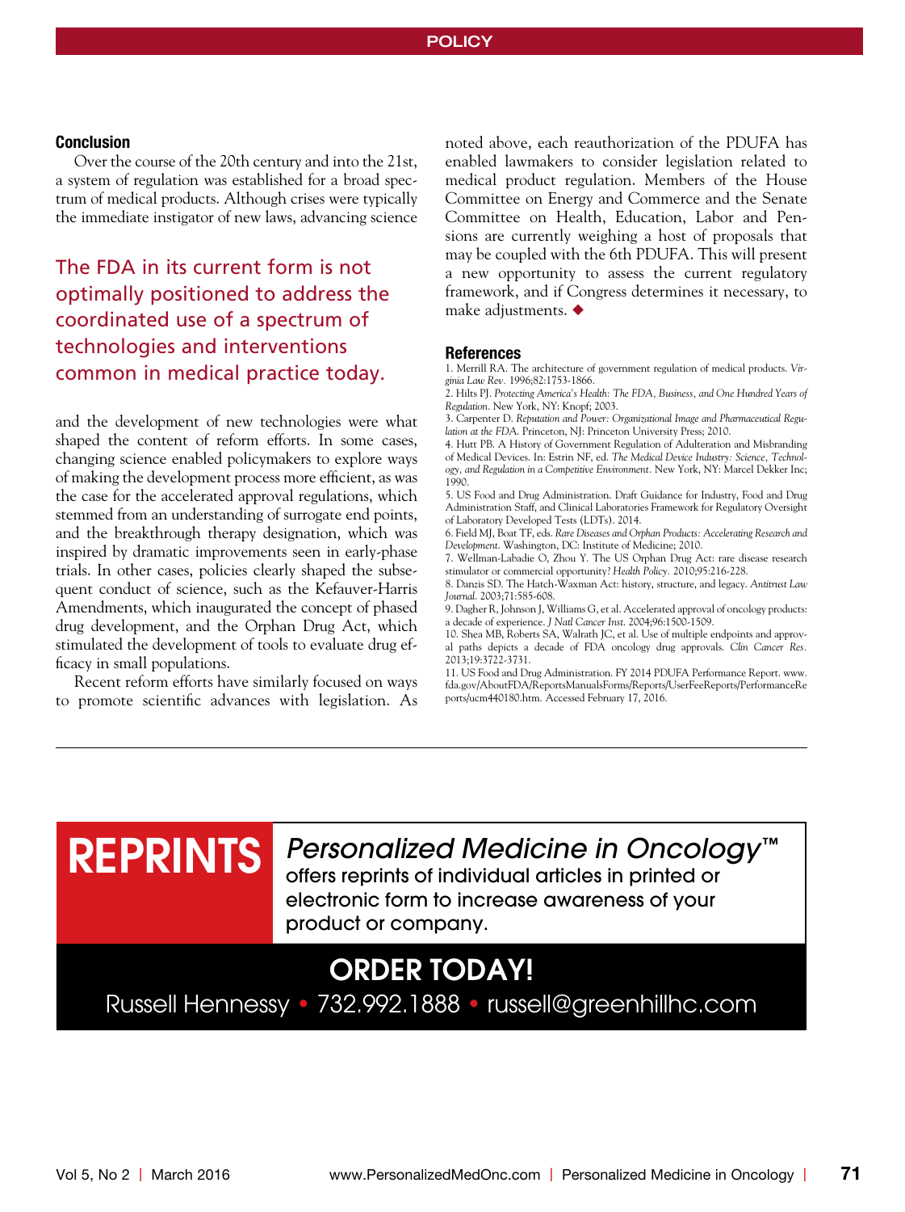## Conclusion

Over the course of the 20th century and into the 21st, a system of regulation was established for a broad spectrum of medical products. Although crises were typically the immediate instigator of new laws, advancing science and the development of new technologies were what shaped the content of reform efforts. In some cases, changing science enabled policymakers to explore ways of making the development process more efficient, as was the case for the accelerated approval regulations, which stemmed from an understanding of surrogate end points, and the breakthrough therapy designation, which was inspired by dramatic improvements seen in early-phase trials. In other cases, policies clearly shaped the subsequent conduct of science, such as the Kefauver-Harris Amendments, which inaugurated the concept of phased drug development, and the Orphan Drug Act, which stimulated the development of tools to evaluate drug efficacy in small populations.

> The FDA in its current form is not optimally positioned to address the coordinated use of a spectrum of technologies and interventions common in medical practice today.

Recent reform efforts have similarly focused on ways to promote scientific advances with legislation. As noted above, each reauthorization of the PDUFA has enabled lawmakers to consider legislation related to medical product regulation. Members of the House Committee on Energy and Commerce and the Senate Committee on Health, Education, Labor and Pensions are currently weighing a host of proposals that may be coupled with the 6th PDUFA. This will present a new opportunity to assess the current regulatory framework, and if Congress determines it necessary, to make adjustments. ◆

## References

1. Merrill RA. The architecture of government regulation of medical products. *Virginia Law Rev*. 1996;82:1753-1866.
2. Hilts PJ. *Protecting America's Health: The FDA, Business, and One Hundred Years of Regulation*. New York, NY: Knopf; 2003.
3. Carpenter D. *Reputation and Power: Organizational Image and Pharmaceutical Regulation at the FDA*. Princeton, NJ: Princeton University Press; 2010.
4. Hutt PB. A History of Government Regulation of Adulteration and Misbranding of Medical Devices. In: Estrin NF, ed. *The Medical Device Industry: Science, Technology, and Regulation in a Competitive Environment*. New York, NY: Marcel Dekker Inc; 1990.
5. US Food and Drug Administration. Draft Guidance for Industry, Food and Drug Administration Staff, and Clinical Laboratories Framework for Regulatory Oversight of Laboratory Developed Tests (LDTs). 2014.
6. Field MJ, Boat TF, eds. *Rare Diseases and Orphan Products: Accelerating Research and Development*. Washington, DC: Institute of Medicine; 2010.
7. Wellman-Labadie O, Zhou Y. The US Orphan Drug Act: rare disease research stimulator or commercial opportunity? *Health Policy*. 2010;95:216-228.
8. Danzis SD. The Hatch-Waxman Act: history, structure, and legacy. *Antitrust Law Journal*. 2003;71:585-608.
9. Dagher R, Johnson J, Williams G, et al. Accelerated approval of oncology products: a decade of experience. *J Natl Cancer Inst*. 2004;96:1500-1509.
10. Shea MB, Roberts SA, Walrath JC, et al. Use of multiple endpoints and approval paths depicts a decade of FDA oncology drug approvals. *Clin Cancer Res*. 2013;19:3722-3731.
11. US Food and Drug Administration. FY 2014 PDUFA Performance Report. www.fda.gov/AboutFDA/ReportsManualsForms/Reports/UserFeeReports/PerformanceReports/ucm440180.htm. Accessed February 17, 2016.

**REPRINTS** *Personalized Medicine in Oncology*™ offers reprints of individual articles in printed or electronic form to increase awareness of your product or company.

**ORDER TODAY!**

Russell Hennessy • 732.992.1888 • russell@greenhillhc.com